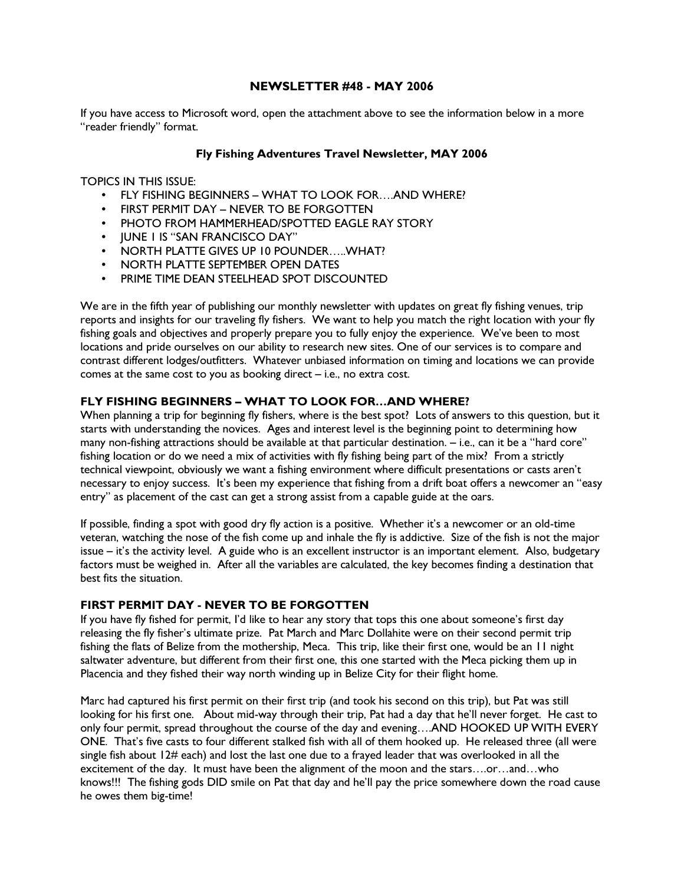## NEWSLETTER #48 - MAY 2006

If you have access to Microsoft word, open the attachment above to see the information below in a more "reader friendly" format.

### Fly Fishing Adventures Travel Newsletter, MAY 2006

TOPICS IN THIS ISSUE:

- FLY FISHING BEGINNERS – WHAT TO LOOK FOR….AND WHERE?
- FIRST PERMIT DAY – NEVER TO BE FORGOTTEN
- PHOTO FROM HAMMERHEAD/SPOTTED EAGLE RAY STORY
- JUNE 1 IS "SAN FRANCISCO DAY"
- NORTH PLATTE GIVES UP 10 POUNDER…..WHAT?
- NORTH PLATTE SEPTEMBER OPEN DATES
- PRIME TIME DEAN STEELHEAD SPOT DISCOUNTED

We are in the fifth year of publishing our monthly newsletter with updates on great fly fishing venues, trip reports and insights for our traveling fly fishers. We want to help you match the right location with your fly fishing goals and objectives and properly prepare you to fully enjoy the experience. We've been to most locations and pride ourselves on our ability to research new sites. One of our services is to compare and contrast different lodges/outfitters. Whatever unbiased information on timing and locations we can provide comes at the same cost to you as booking direct – i.e., no extra cost.

### FLY FISHING BEGINNERS – WHAT TO LOOK FOR…AND WHERE?

When planning a trip for beginning fly fishers, where is the best spot? Lots of answers to this question, but it starts with understanding the novices. Ages and interest level is the beginning point to determining how many non-fishing attractions should be available at that particular destination. – i.e., can it be a "hard core" fishing location or do we need a mix of activities with fly fishing being part of the mix? From a strictly technical viewpoint, obviously we want a fishing environment where difficult presentations or casts aren't necessary to enjoy success. It's been my experience that fishing from a drift boat offers a newcomer an "easy entry" as placement of the cast can get a strong assist from a capable guide at the oars.

If possible, finding a spot with good dry fly action is a positive. Whether it's a newcomer or an old-time veteran, watching the nose of the fish come up and inhale the fly is addictive. Size of the fish is not the major issue – it's the activity level. A guide who is an excellent instructor is an important element. Also, budgetary factors must be weighed in. After all the variables are calculated, the key becomes finding a destination that best fits the situation.

### FIRST PERMIT DAY - NEVER TO BE FORGOTTEN

If you have fly fished for permit, I'd like to hear any story that tops this one about someone's first day releasing the fly fisher's ultimate prize. Pat March and Marc Dollahite were on their second permit trip fishing the flats of Belize from the mothership, Meca. This trip, like their first one, would be an 11 night saltwater adventure, but different from their first one, this one started with the Meca picking them up in Placencia and they fished their way north winding up in Belize City for their flight home.

Marc had captured his first permit on their first trip (and took his second on this trip), but Pat was still looking for his first one. About mid-way through their trip, Pat had a day that he'll never forget. He cast to only four permit, spread throughout the course of the day and evening….AND HOOKED UP WITH EVERY ONE. That's five casts to four different stalked fish with all of them hooked up. He released three (all were single fish about 12# each) and lost the last one due to a frayed leader that was overlooked in all the excitement of the day. It must have been the alignment of the moon and the stars….or…and…who knows!!! The fishing gods DID smile on Pat that day and he'll pay the price somewhere down the road cause he owes them big-time!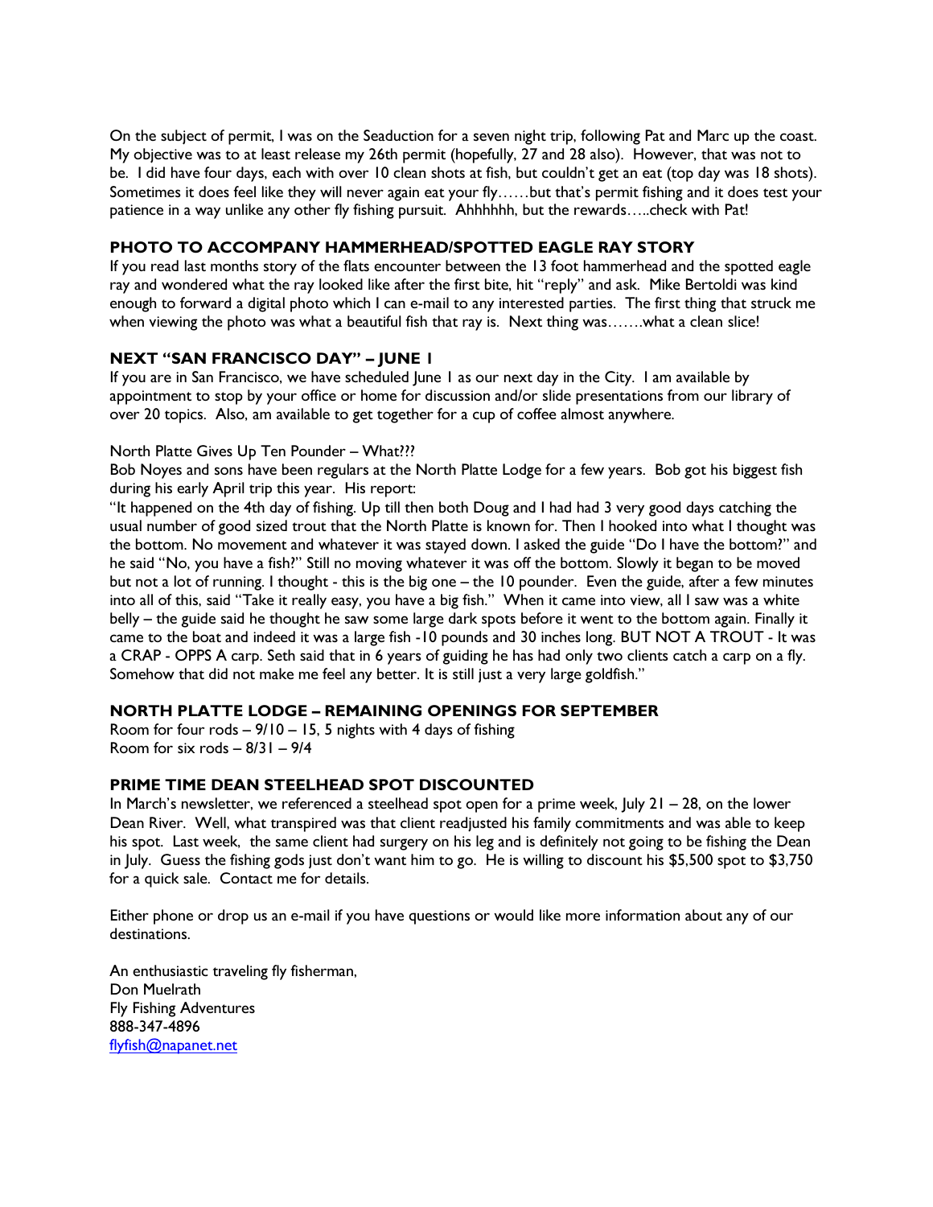On the subject of permit, I was on the Seaduction for a seven night trip, following Pat and Marc up the coast. My objective was to at least release my 26th permit (hopefully, 27 and 28 also). However, that was not to be. I did have four days, each with over 10 clean shots at fish, but couldn't get an eat (top day was 18 shots). Sometimes it does feel like they will never again eat your fly……but that's permit fishing and it does test your patience in a way unlike any other fly fishing pursuit. Ahhhhhh, but the rewards…..check with Pat!

### PHOTO TO ACCOMPANY HAMMERHEAD/SPOTTED EAGLE RAY STORY

If you read last months story of the flats encounter between the 13 foot hammerhead and the spotted eagle ray and wondered what the ray looked like after the first bite, hit "reply" and ask. Mike Bertoldi was kind enough to forward a digital photo which I can e-mail to any interested parties. The first thing that struck me when viewing the photo was what a beautiful fish that ray is. Next thing was…….what a clean slice!

### NEXT "SAN FRANCISCO DAY" – JUNE 1

If you are in San Francisco, we have scheduled June 1 as our next day in the City. I am available by appointment to stop by your office or home for discussion and/or slide presentations from our library of over 20 topics. Also, am available to get together for a cup of coffee almost anywhere.

North Platte Gives Up Ten Pounder – What???

Bob Noyes and sons have been regulars at the North Platte Lodge for a few years. Bob got his biggest fish during his early April trip this year. His report:

"It happened on the 4th day of fishing. Up till then both Doug and I had had 3 very good days catching the usual number of good sized trout that the North Platte is known for. Then I hooked into what I thought was the bottom. No movement and whatever it was stayed down. I asked the guide "Do I have the bottom?" and he said "No, you have a fish?" Still no moving whatever it was off the bottom. Slowly it began to be moved but not a lot of running. I thought - this is the big one – the 10 pounder. Even the guide, after a few minutes into all of this, said "Take it really easy, you have a big fish." When it came into view, all I saw was a white belly – the guide said he thought he saw some large dark spots before it went to the bottom again. Finally it came to the boat and indeed it was a large fish -10 pounds and 30 inches long. BUT NOT A TROUT - It was a CRAP - OPPS A carp. Seth said that in 6 years of guiding he has had only two clients catch a carp on a fly. Somehow that did not make me feel any better. It is still just a very large goldfish."

### NORTH PLATTE LODGE – REMAINING OPENINGS FOR SEPTEMBER

Room for four rods – 9/10 – 15, 5 nights with 4 days of fishing
Room for six rods – 8/31 – 9/4

### PRIME TIME DEAN STEELHEAD SPOT DISCOUNTED

In March's newsletter, we referenced a steelhead spot open for a prime week, July 21 – 28, on the lower Dean River. Well, what transpired was that client readjusted his family commitments and was able to keep his spot. Last week, the same client had surgery on his leg and is definitely not going to be fishing the Dean in July. Guess the fishing gods just don't want him to go. He is willing to discount his $5,500 spot to $3,750 for a quick sale. Contact me for details.

Either phone or drop us an e-mail if you have questions or would like more information about any of our destinations.

An enthusiastic traveling fly fisherman,
Don Muelrath
Fly Fishing Adventures
888-347-4896
flyfish@napanet.net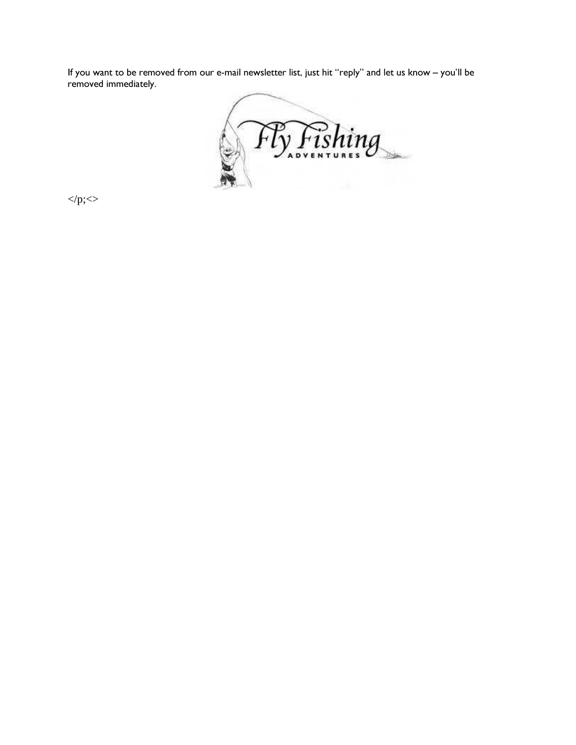If you want to be removed from our e-mail newsletter list, just hit "reply" and let us know – you'll be removed immediately.

</p;<>